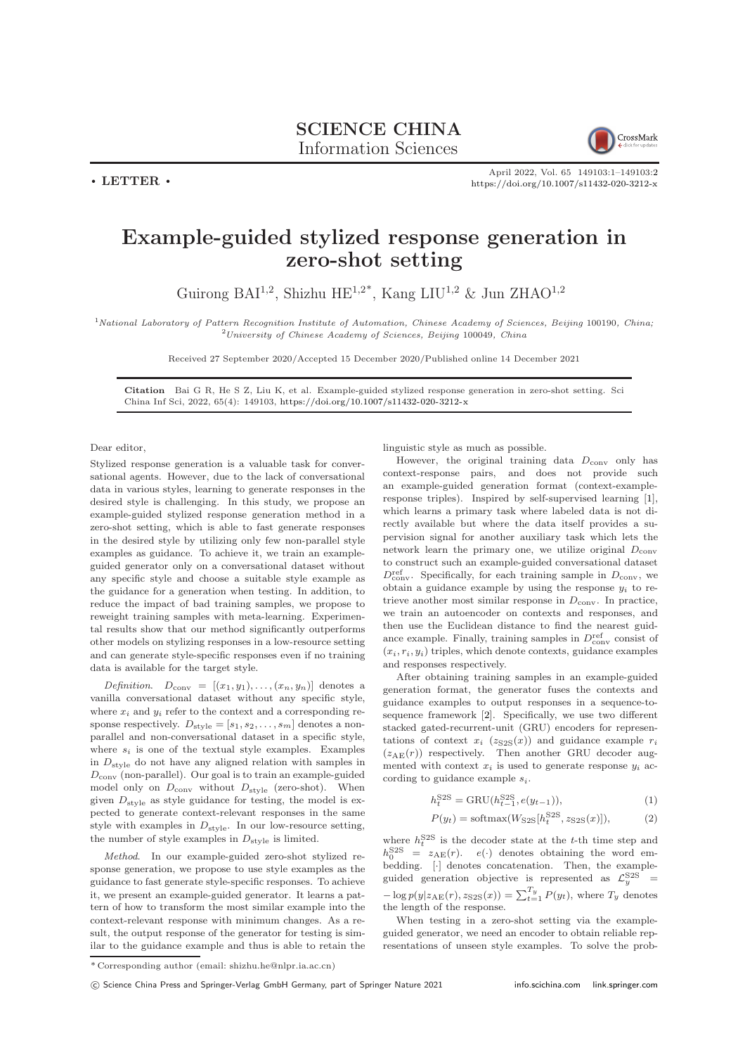SCIENCE CHINA
Information Sciences

• LETTER •

# Example-guided stylized response generation in zero-shot setting

Guirong BAI[1,2], Shizhu HE[1,2*], Kang LIU[1,2] & Jun ZHAO[1,2]

[1]*National Laboratory of Pattern Recognition Institute of Automation, Chinese Academy of Sciences, Beijing* 100190*, China;*
[2]*University of Chinese Academy of Sciences, Beijing* 100049*, China*

Received 27 September 2020/Accepted 15 December 2020/Published online 14 December 2021

**Citation** Bai G R, He S Z, Liu K, et al. Example-guided stylized response generation in zero-shot setting. Sci China Inf Sci, 2022, 65(4): 149103, https://doi.org/10.1007/s11432-020-3212-x

Dear editor,

Stylized response generation is a valuable task for conversational agents. However, due to the lack of conversational data in various styles, learning to generate responses in the desired style is challenging. In this study, we propose an example-guided stylized response generation method in a zero-shot setting, which is able to fast generate responses in the desired style by utilizing only few non-parallel style examples as guidance. To achieve it, we train an example-guided generator only on a conversational dataset without any specific style and choose a suitable style example as the guidance for a generation when testing. In addition, to reduce the impact of bad training samples, we propose to reweight training samples with meta-learning. Experimental results show that our method significantly outperforms other models on stylizing responses in a low-resource setting and can generate style-specific responses even if no training data is available for the target style.

*Definition*. $D_{\rm conv} = [(x_1, y_1), \ldots, (x_n, y_n)]$ denotes a vanilla conversational dataset without any specific style, where $x_i$ and $y_i$ refer to the context and a corresponding response respectively. $D_{\rm style} = [s_1, s_2, \ldots, s_m]$ denotes a non-parallel and non-conversational dataset in a specific style, where $s_i$ is one of the textual style examples. Examples in $D_{\rm style}$ do not have any aligned relation with samples in $D_{\rm conv}$ (non-parallel). Our goal is to train an example-guided model only on $D_{\rm conv}$ without $D_{\rm style}$ (zero-shot). When given $D_{\rm style}$ as style guidance for testing, the model is expected to generate context-relevant responses in the same style with examples in $D_{\rm style}$. In our low-resource setting, the number of style examples in $D_{\rm style}$ is limited.

*Method*. In our example-guided zero-shot stylized response generation, we propose to use style examples as the guidance to fast generate style-specific responses. To achieve it, we present an example-guided generator. It learns a pattern of how to transform the most similar example into the context-relevant response with minimum changes. As a result, the output response of the generator for testing is similar to the guidance example and thus is able to retain the linguistic style as much as possible.

However, the original training data $D_{\rm conv}$ only has context-response pairs, and does not provide such an example-guided generation format (context-example-response triples). Inspired by self-supervised learning [1], which learns a primary task where labeled data is not directly available but where the data itself provides a supervision signal for another auxiliary task which lets the network learn the primary one, we utilize original $D_{\rm conv}$ to construct such an example-guided conversational dataset $D^{\rm ref}_{\rm conv}$. Specifically, for each training sample in $D_{\rm conv}$, we obtain a guidance example by using the response $y_i$ to retrieve another most similar response in $D_{\rm conv}$. In practice, we train an autoencoder on contexts and responses, and then use the Euclidean distance to find the nearest guidance example. Finally, training samples in $D^{\rm ref}_{\rm conv}$ consist of $(x_i, r_i, y_i)$ triples, which denote contexts, guidance examples and responses respectively.

After obtaining training samples in an example-guided generation format, the generator fuses the contexts and guidance examples to output responses in a sequence-to-sequence framework [2]. Specifically, we use two different stacked gated-recurrent-unit (GRU) encoders for representations of context $x_i$ ($z_{\rm S2S}(x)$) and guidance example $r_i$ ($z_{\rm AE}(r)$) respectively. Then another GRU decoder augmented with context $x_i$ is used to generate response $y_i$ according to guidance example $s_i$.

$$h^{\rm S2S}_t = {\rm GRU}(h^{\rm S2S}_{t-1}, e(y_{t-1})), \tag{1}$$

$$P(y_t) = {\rm softmax}(W_{\rm S2S}[h^{\rm S2S}_t, z_{\rm S2S}(x)]), \tag{2}$$

where $h^{\rm S2S}_t$ is the decoder state at the $t$-th time step and $h^{\rm S2S}_0 = z_{\rm AE}(r)$. $e(\cdot)$ denotes obtaining the word embedding. $[\cdot]$ denotes concatenation. Then, the example-guided generation objective is represented as $\mathcal{L}^{\rm S2S}_y = -\log p(y|z_{\rm AE}(r), z_{\rm S2S}(x)) = \sum_{t=1}^{T_y} P(y_t)$, where $T_y$ denotes the length of the response.

When testing in a zero-shot setting via the example-guided generator, we need an encoder to obtain reliable representations of unseen style examples. To solve the prob-

\* Corresponding author (email: shizhu.he@nlpr.ia.ac.cn)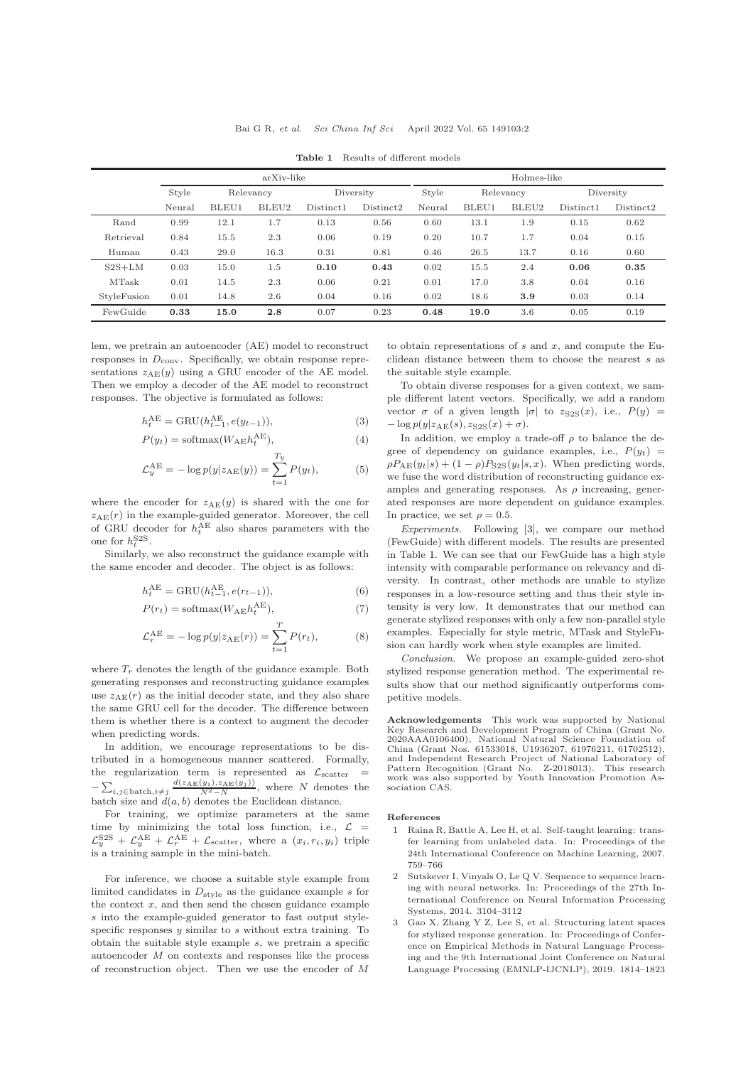**Table 1** Results of different models

| | arXiv-like | | | | | Holmes-like | | | | |
|---|---|---|---|---|---|---|---|---|---|---|
| | Style | Relevancy | | Diversity | | Style | Relevancy | | Diversity | |
| | Neural | BLEU1 | BLEU2 | Distinct1 | Distinct2 | Neural | BLEU1 | BLEU2 | Distinct1 | Distinct2 |
| Rand | 0.99 | 12.1 | 1.7 | 0.13 | 0.56 | 0.60 | 13.1 | 1.9 | 0.15 | 0.62 |
| Retrieval | 0.84 | 15.5 | 2.3 | 0.06 | 0.19 | 0.20 | 10.7 | 1.7 | 0.04 | 0.15 |
| Human | 0.43 | 29.0 | 16.3 | 0.31 | 0.81 | 0.46 | 26.5 | 13.7 | 0.16 | 0.60 |
| S2S+LM | 0.03 | 15.0 | 1.5 | **0.10** | **0.43** | 0.02 | 15.5 | 2.4 | **0.06** | **0.35** |
| MTask | 0.01 | 14.5 | 2.3 | 0.06 | 0.21 | 0.01 | 17.0 | 3.8 | 0.04 | 0.16 |
| StyleFusion | 0.01 | 14.8 | 2.6 | 0.04 | 0.16 | 0.02 | 18.6 | **3.9** | 0.03 | 0.14 |
| FewGuide | **0.33** | **15.0** | **2.8** | 0.07 | 0.23 | **0.48** | **19.0** | 3.6 | 0.05 | 0.19 |

lem, we pretrain an autoencoder (AE) model to reconstruct responses in $D_{\text{conv}}$. Specifically, we obtain response representations $z_{\text{AE}}(y)$ using a GRU encoder of the AE model. Then we employ a decoder of the AE model to reconstruct responses. The objective is formulated as follows:

$$h_t^{\text{AE}} = \text{GRU}(h_{t-1}^{\text{AE}}, e(y_{t-1})), \tag{3}$$

$$P(y_t) = \text{softmax}(W_{\text{AE}} h_t^{\text{AE}}), \tag{4}$$

$$\mathcal{L}_y^{\text{AE}} = -\log p(y|z_{\text{AE}}(y)) = \sum_{t=1}^{T_y} P(y_t), \tag{5}$$

where the encoder for $z_{\text{AE}}(y)$ is shared with the one for $z_{\text{AE}}(r)$ in the example-guided generator. Moreover, the cell of GRU decoder for $h_t^{\text{AE}}$ also shares parameters with the one for $h_t^{\text{S2S}}$.

Similarly, we also reconstruct the guidance example with the same encoder and decoder. The object is as follows:

$$h_t^{\text{AE}} = \text{GRU}(h_{t-1}^{\text{AE}}, e(r_{t-1})), \tag{6}$$

$$P(r_t) = \text{softmax}(W_{\text{AE}} h_t^{\text{AE}}), \tag{7}$$

$$\mathcal{L}_r^{\text{AE}} = -\log p(y|z_{\text{AE}}(r)) = \sum_{t=1}^{T} P(r_t), \tag{8}$$

where $T_r$ denotes the length of the guidance example. Both generating responses and reconstructing guidance examples use $z_{\text{AE}}(r)$ as the initial decoder state, and they also share the same GRU cell for the decoder. The difference between them is whether there is a context to augment the decoder when predicting words.

In addition, we encourage representations to be distributed in a homogeneous manner scattered. Formally, the regularization term is represented as $\mathcal{L}_{\text{scatter}} = -\sum_{i,j\in\text{batch},i\neq j} \frac{d(z_{\text{AE}}(y_i), z_{\text{AE}}(y_j))}{N^2-N}$, where $N$ denotes the batch size and $d(a,b)$ denotes the Euclidean distance.

For training, we optimize parameters at the same time by minimizing the total loss function, i.e., $\mathcal{L} = \mathcal{L}_y^{\text{S2S}} + \mathcal{L}_y^{\text{AE}} + \mathcal{L}_r^{\text{AE}} + \mathcal{L}_{\text{scatter}}$, where a $(x_i, r_i, y_i)$ triple is a training sample in the mini-batch.

For inference, we choose a suitable style example from limited candidates in $D_{\text{style}}$ as the guidance example $s$ for the context $x$, and then send the chosen guidance example $s$ into the example-guided generator to fast output style-specific responses $y$ similar to $s$ without extra training. To obtain the suitable style example $s$, we pretrain a specific autoencoder $M$ on contexts and responses like the process of reconstruction object. Then we use the encoder of $M$ to obtain representations of $s$ and $x$, and compute the Euclidean distance between them to choose the nearest $s$ as the suitable style example.

To obtain diverse responses for a given context, we sample different latent vectors. Specifically, we add a random vector $\sigma$ of a given length $|\sigma|$ to $z_{\text{S2S}}(x)$, i.e., $P(y) = -\log p(y|z_{\text{AE}}(s), z_{\text{S2S}}(x) + \sigma)$.

In addition, we employ a trade-off $\rho$ to balance the degree of dependency on guidance examples, i.e., $P(y_t) = \rho P_{\text{AE}}(y_t|s) + (1-\rho) P_{\text{S2S}}(y_t|s,x)$. When predicting words, we fuse the word distribution of reconstructing guidance examples and generating responses. As $\rho$ increasing, generated responses are more dependent on guidance examples. In practice, we set $\rho = 0.5$.

*Experiments.* Following [3], we compare our method (FewGuide) with different models. The results are presented in Table 1. We can see that our FewGuide has a high style intensity with comparable performance on relevancy and diversity. In contrast, other methods are unable to stylize responses in a low-resource setting and thus their style intensity is very low. It demonstrates that our method can generate stylized responses with only a few non-parallel style examples. Especially for style metric, MTask and StyleFusion can hardly work when style examples are limited.

*Conclusion.* We propose an example-guided zero-shot stylized response generation method. The experimental results show that our method significantly outperforms competitive models.

**Acknowledgements** This work was supported by National Key Research and Development Program of China (Grant No. 2020AAA0106400), National Natural Science Foundation of China (Grant Nos. 61533018, U1936207, 61976211, 61702512), and Independent Research Project of National Laboratory of Pattern Recognition (Grant No. Z-2018013). This research work was also supported by Youth Innovation Promotion Association CAS.

## References

1. Raina R, Battle A, Lee H, et al. Self-taught learning: transfer learning from unlabeled data. In: Proceedings of the 24th International Conference on Machine Learning, 2007. 759–766
2. Sutskever I, Vinyals O, Le Q V. Sequence to sequence learning with neural networks. In: Proceedings of the 27th International Conference on Neural Information Processing Systems, 2014. 3104–3112
3. Gao X, Zhang Y Z, Lee S, et al. Structuring latent spaces for stylized response generation. In: Proceedings of Conference on Empirical Methods in Natural Language Processing and the 9th International Joint Conference on Natural Language Processing (EMNLP-IJCNLP), 2019. 1814–1823